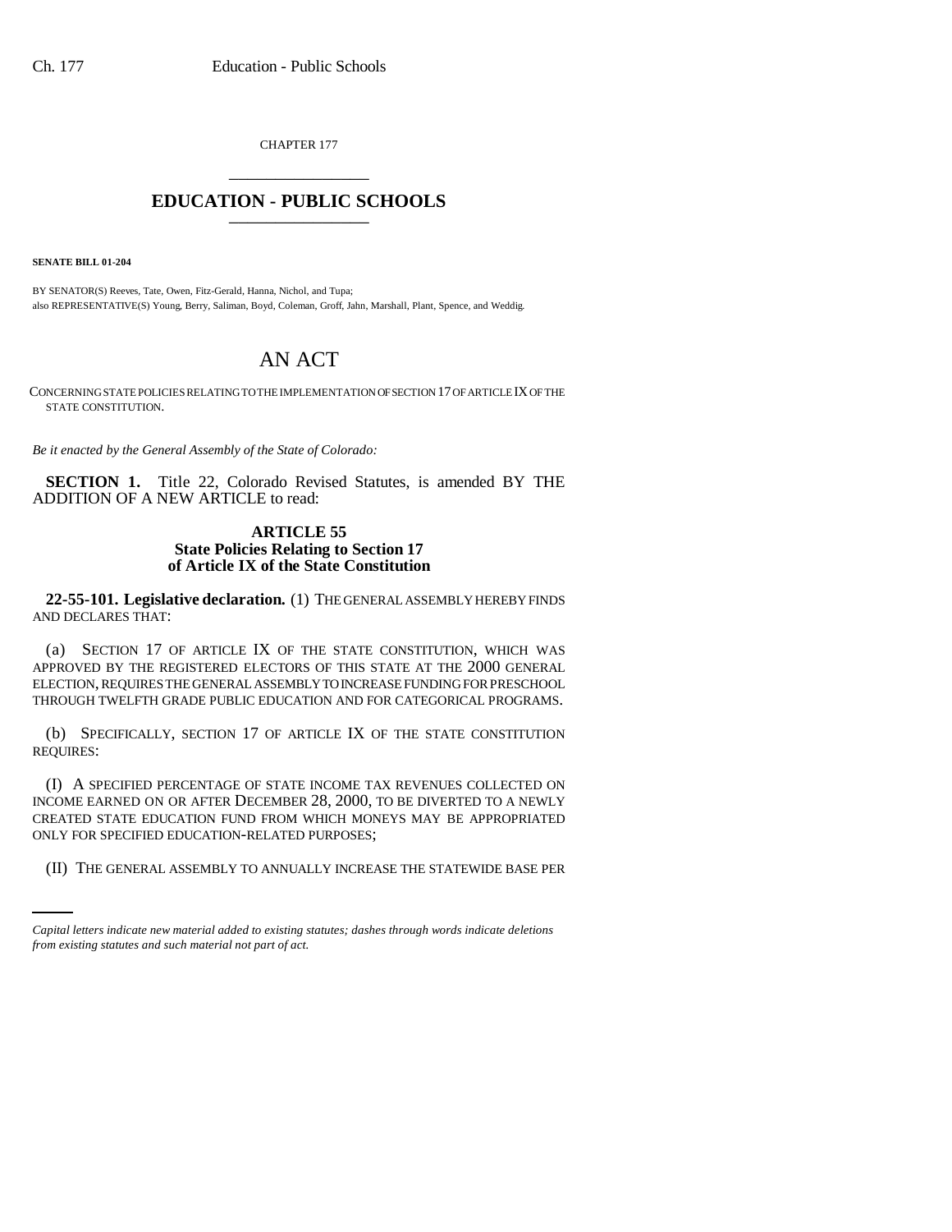CHAPTER 177

# EDUCATION - PUBLIC SCHOOLS

**SENATE BILL 01-204**

BY SENATOR(S) Reeves, Tate, Owen, Fitz-Gerald, Hanna, Nichol, and Tupa;
also REPRESENTATIVE(S) Young, Berry, Saliman, Boyd, Coleman, Groff, Jahn, Marshall, Plant, Spence, and Weddig.

# AN ACT

CONCERNING STATE POLICIES RELATING TO THE IMPLEMENTATION OF SECTION 17 OF ARTICLE IX OF THE STATE CONSTITUTION.

*Be it enacted by the General Assembly of the State of Colorado:*

**SECTION 1.** Title 22, Colorado Revised Statutes, is amended BY THE ADDITION OF A NEW ARTICLE to read:

**ARTICLE 55**
**State Policies Relating to Section 17 of Article IX of the State Constitution**

**22-55-101. Legislative declaration.** (1) THE GENERAL ASSEMBLY HEREBY FINDS AND DECLARES THAT:

(a) SECTION 17 OF ARTICLE IX OF THE STATE CONSTITUTION, WHICH WAS APPROVED BY THE REGISTERED ELECTORS OF THIS STATE AT THE 2000 GENERAL ELECTION, REQUIRES THE GENERAL ASSEMBLY TO INCREASE FUNDING FOR PRESCHOOL THROUGH TWELFTH GRADE PUBLIC EDUCATION AND FOR CATEGORICAL PROGRAMS.

(b) SPECIFICALLY, SECTION 17 OF ARTICLE IX OF THE STATE CONSTITUTION REQUIRES:

(I) A SPECIFIED PERCENTAGE OF STATE INCOME TAX REVENUES COLLECTED ON INCOME EARNED ON OR AFTER DECEMBER 28, 2000, TO BE DIVERTED TO A NEWLY CREATED STATE EDUCATION FUND FROM WHICH MONEYS MAY BE APPROPRIATED ONLY FOR SPECIFIED EDUCATION-RELATED PURPOSES;

(II) THE GENERAL ASSEMBLY TO ANNUALLY INCREASE THE STATEWIDE BASE PER

*Capital letters indicate new material added to existing statutes; dashes through words indicate deletions from existing statutes and such material not part of act.*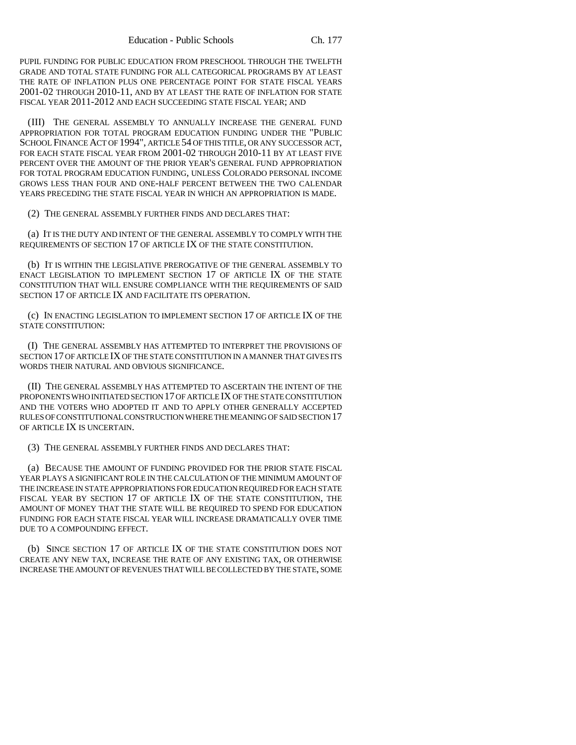PUPIL FUNDING FOR PUBLIC EDUCATION FROM PRESCHOOL THROUGH THE TWELFTH GRADE AND TOTAL STATE FUNDING FOR ALL CATEGORICAL PROGRAMS BY AT LEAST THE RATE OF INFLATION PLUS ONE PERCENTAGE POINT FOR STATE FISCAL YEARS 2001-02 THROUGH 2010-11, AND BY AT LEAST THE RATE OF INFLATION FOR STATE FISCAL YEAR 2011-2012 AND EACH SUCCEEDING STATE FISCAL YEAR; AND

(III) THE GENERAL ASSEMBLY TO ANNUALLY INCREASE THE GENERAL FUND APPROPRIATION FOR TOTAL PROGRAM EDUCATION FUNDING UNDER THE "PUBLIC SCHOOL FINANCE ACT OF 1994", ARTICLE 54 OF THIS TITLE, OR ANY SUCCESSOR ACT, FOR EACH STATE FISCAL YEAR FROM 2001-02 THROUGH 2010-11 BY AT LEAST FIVE PERCENT OVER THE AMOUNT OF THE PRIOR YEAR'S GENERAL FUND APPROPRIATION FOR TOTAL PROGRAM EDUCATION FUNDING, UNLESS COLORADO PERSONAL INCOME GROWS LESS THAN FOUR AND ONE-HALF PERCENT BETWEEN THE TWO CALENDAR YEARS PRECEDING THE STATE FISCAL YEAR IN WHICH AN APPROPRIATION IS MADE.

(2) THE GENERAL ASSEMBLY FURTHER FINDS AND DECLARES THAT:

(a) IT IS THE DUTY AND INTENT OF THE GENERAL ASSEMBLY TO COMPLY WITH THE REQUIREMENTS OF SECTION 17 OF ARTICLE IX OF THE STATE CONSTITUTION.

(b) IT IS WITHIN THE LEGISLATIVE PREROGATIVE OF THE GENERAL ASSEMBLY TO ENACT LEGISLATION TO IMPLEMENT SECTION 17 OF ARTICLE IX OF THE STATE CONSTITUTION THAT WILL ENSURE COMPLIANCE WITH THE REQUIREMENTS OF SAID SECTION 17 OF ARTICLE IX AND FACILITATE ITS OPERATION.

(c) IN ENACTING LEGISLATION TO IMPLEMENT SECTION 17 OF ARTICLE IX OF THE STATE CONSTITUTION:

(I) THE GENERAL ASSEMBLY HAS ATTEMPTED TO INTERPRET THE PROVISIONS OF SECTION 17 OF ARTICLE IX OF THE STATE CONSTITUTION IN A MANNER THAT GIVES ITS WORDS THEIR NATURAL AND OBVIOUS SIGNIFICANCE.

(II) THE GENERAL ASSEMBLY HAS ATTEMPTED TO ASCERTAIN THE INTENT OF THE PROPONENTS WHO INITIATED SECTION 17 OF ARTICLE IX OF THE STATE CONSTITUTION AND THE VOTERS WHO ADOPTED IT AND TO APPLY OTHER GENERALLY ACCEPTED RULES OF CONSTITUTIONAL CONSTRUCTION WHERE THE MEANING OF SAID SECTION 17 OF ARTICLE IX IS UNCERTAIN.

(3) THE GENERAL ASSEMBLY FURTHER FINDS AND DECLARES THAT:

(a) BECAUSE THE AMOUNT OF FUNDING PROVIDED FOR THE PRIOR STATE FISCAL YEAR PLAYS A SIGNIFICANT ROLE IN THE CALCULATION OF THE MINIMUM AMOUNT OF THE INCREASE IN STATE APPROPRIATIONS FOR EDUCATION REQUIRED FOR EACH STATE FISCAL YEAR BY SECTION 17 OF ARTICLE IX OF THE STATE CONSTITUTION, THE AMOUNT OF MONEY THAT THE STATE WILL BE REQUIRED TO SPEND FOR EDUCATION FUNDING FOR EACH STATE FISCAL YEAR WILL INCREASE DRAMATICALLY OVER TIME DUE TO A COMPOUNDING EFFECT.

(b) SINCE SECTION 17 OF ARTICLE IX OF THE STATE CONSTITUTION DOES NOT CREATE ANY NEW TAX, INCREASE THE RATE OF ANY EXISTING TAX, OR OTHERWISE INCREASE THE AMOUNT OF REVENUES THAT WILL BE COLLECTED BY THE STATE, SOME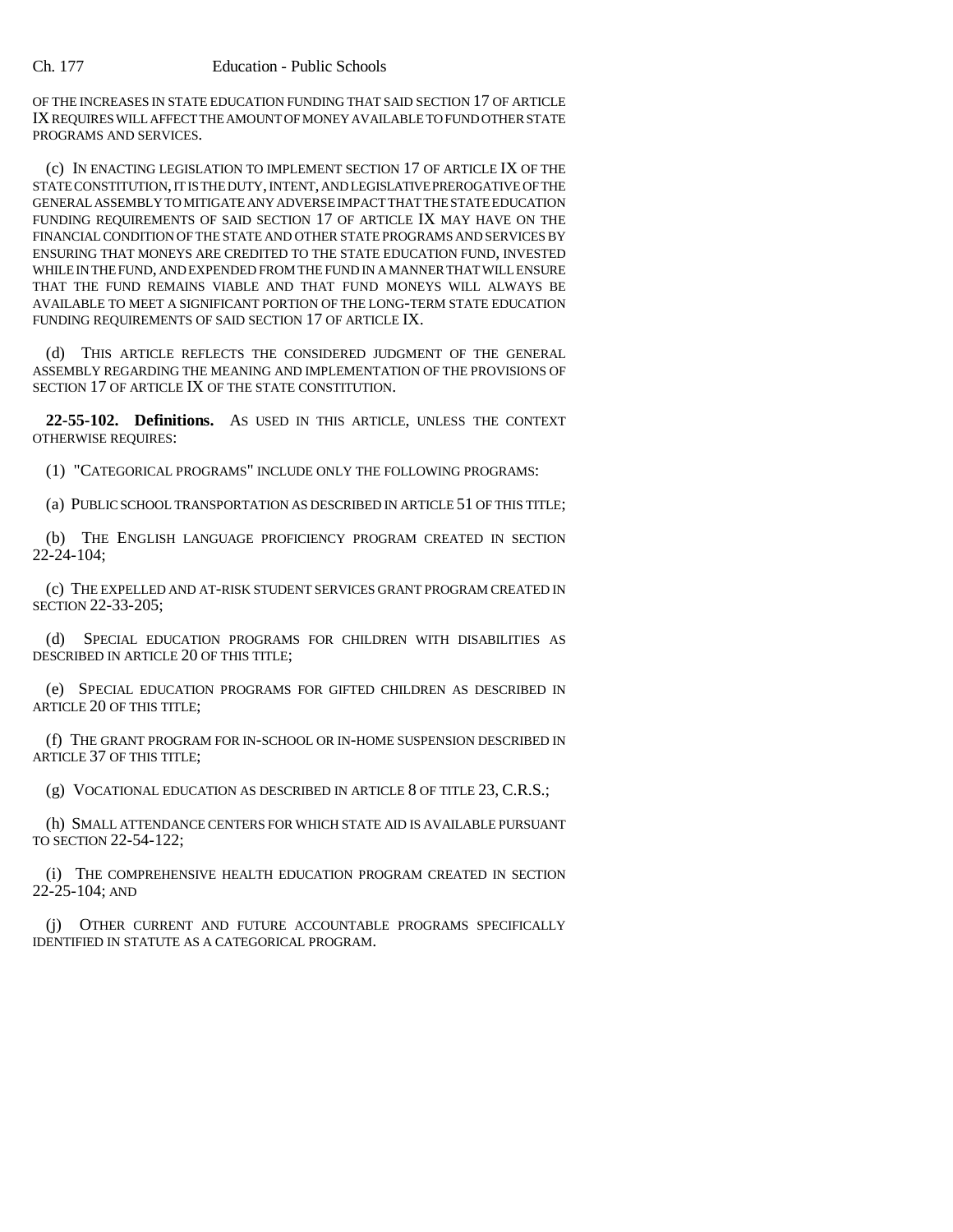OF THE INCREASES IN STATE EDUCATION FUNDING THAT SAID SECTION 17 OF ARTICLE IX REQUIRES WILL AFFECT THE AMOUNT OF MONEY AVAILABLE TO FUND OTHER STATE PROGRAMS AND SERVICES.

(c) IN ENACTING LEGISLATION TO IMPLEMENT SECTION 17 OF ARTICLE IX OF THE STATE CONSTITUTION, IT IS THE DUTY, INTENT, AND LEGISLATIVE PREROGATIVE OF THE GENERAL ASSEMBLY TO MITIGATE ANY ADVERSE IMPACT THAT THE STATE EDUCATION FUNDING REQUIREMENTS OF SAID SECTION 17 OF ARTICLE IX MAY HAVE ON THE FINANCIAL CONDITION OF THE STATE AND OTHER STATE PROGRAMS AND SERVICES BY ENSURING THAT MONEYS ARE CREDITED TO THE STATE EDUCATION FUND, INVESTED WHILE IN THE FUND, AND EXPENDED FROM THE FUND IN A MANNER THAT WILL ENSURE THAT THE FUND REMAINS VIABLE AND THAT FUND MONEYS WILL ALWAYS BE AVAILABLE TO MEET A SIGNIFICANT PORTION OF THE LONG-TERM STATE EDUCATION FUNDING REQUIREMENTS OF SAID SECTION 17 OF ARTICLE IX.

(d) THIS ARTICLE REFLECTS THE CONSIDERED JUDGMENT OF THE GENERAL ASSEMBLY REGARDING THE MEANING AND IMPLEMENTATION OF THE PROVISIONS OF SECTION 17 OF ARTICLE IX OF THE STATE CONSTITUTION.

**22-55-102. Definitions.** AS USED IN THIS ARTICLE, UNLESS THE CONTEXT OTHERWISE REQUIRES:

(1) "CATEGORICAL PROGRAMS" INCLUDE ONLY THE FOLLOWING PROGRAMS:

(a) PUBLIC SCHOOL TRANSPORTATION AS DESCRIBED IN ARTICLE 51 OF THIS TITLE;

(b) THE ENGLISH LANGUAGE PROFICIENCY PROGRAM CREATED IN SECTION 22-24-104;

(c) THE EXPELLED AND AT-RISK STUDENT SERVICES GRANT PROGRAM CREATED IN SECTION 22-33-205;

(d) SPECIAL EDUCATION PROGRAMS FOR CHILDREN WITH DISABILITIES AS DESCRIBED IN ARTICLE 20 OF THIS TITLE;

(e) SPECIAL EDUCATION PROGRAMS FOR GIFTED CHILDREN AS DESCRIBED IN ARTICLE 20 OF THIS TITLE;

(f) THE GRANT PROGRAM FOR IN-SCHOOL OR IN-HOME SUSPENSION DESCRIBED IN ARTICLE 37 OF THIS TITLE;

(g) VOCATIONAL EDUCATION AS DESCRIBED IN ARTICLE 8 OF TITLE 23, C.R.S.;

(h) SMALL ATTENDANCE CENTERS FOR WHICH STATE AID IS AVAILABLE PURSUANT TO SECTION 22-54-122;

(i) THE COMPREHENSIVE HEALTH EDUCATION PROGRAM CREATED IN SECTION 22-25-104; AND

(j) OTHER CURRENT AND FUTURE ACCOUNTABLE PROGRAMS SPECIFICALLY IDENTIFIED IN STATUTE AS A CATEGORICAL PROGRAM.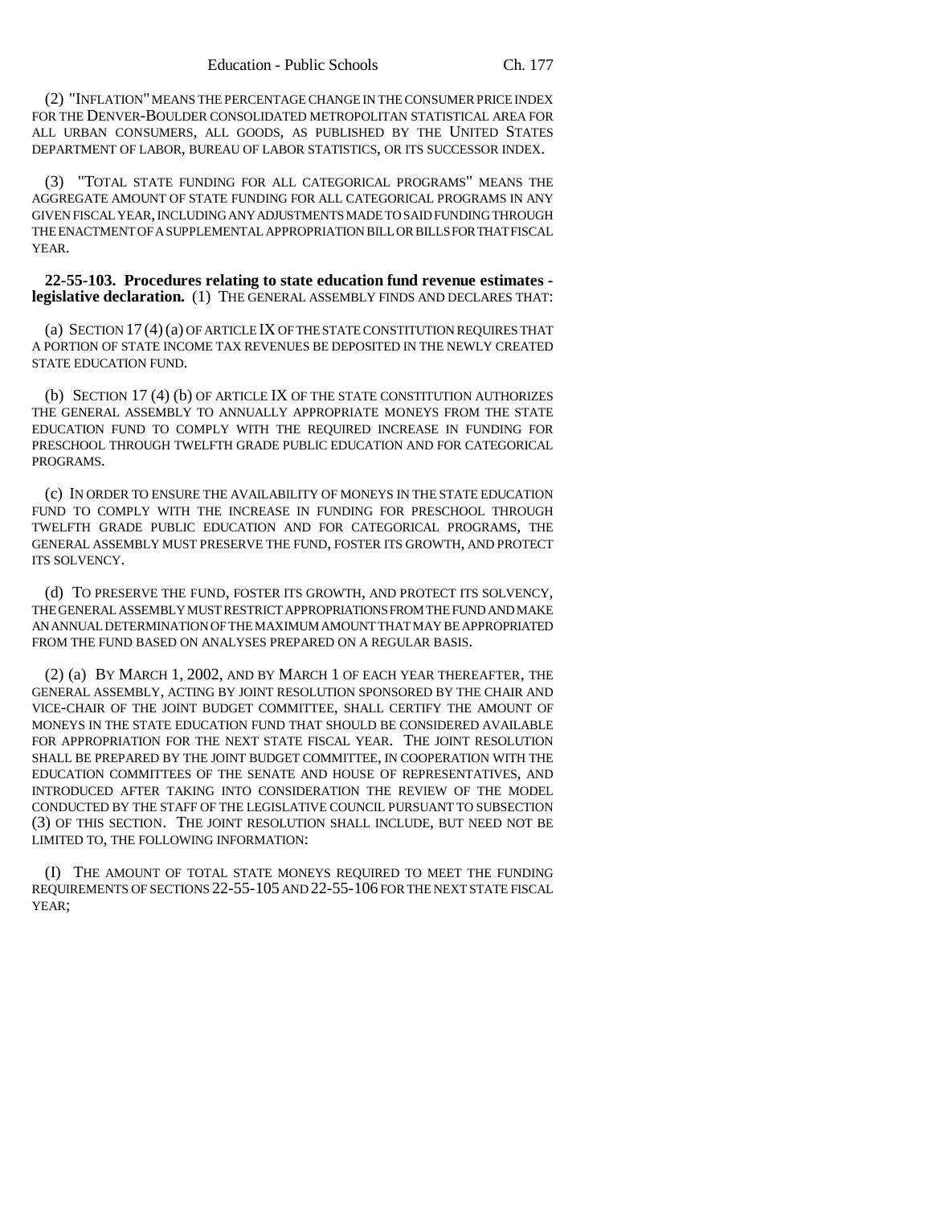(2) "INFLATION" MEANS THE PERCENTAGE CHANGE IN THE CONSUMER PRICE INDEX FOR THE DENVER-BOULDER CONSOLIDATED METROPOLITAN STATISTICAL AREA FOR ALL URBAN CONSUMERS, ALL GOODS, AS PUBLISHED BY THE UNITED STATES DEPARTMENT OF LABOR, BUREAU OF LABOR STATISTICS, OR ITS SUCCESSOR INDEX.

(3) "TOTAL STATE FUNDING FOR ALL CATEGORICAL PROGRAMS" MEANS THE AGGREGATE AMOUNT OF STATE FUNDING FOR ALL CATEGORICAL PROGRAMS IN ANY GIVEN FISCAL YEAR, INCLUDING ANY ADJUSTMENTS MADE TO SAID FUNDING THROUGH THE ENACTMENT OF A SUPPLEMENTAL APPROPRIATION BILL OR BILLS FOR THAT FISCAL YEAR.

**22-55-103. Procedures relating to state education fund revenue estimates - legislative declaration.** (1) THE GENERAL ASSEMBLY FINDS AND DECLARES THAT:

(a) SECTION 17 (4) (a) OF ARTICLE IX OF THE STATE CONSTITUTION REQUIRES THAT A PORTION OF STATE INCOME TAX REVENUES BE DEPOSITED IN THE NEWLY CREATED STATE EDUCATION FUND.

(b) SECTION 17 (4) (b) OF ARTICLE IX OF THE STATE CONSTITUTION AUTHORIZES THE GENERAL ASSEMBLY TO ANNUALLY APPROPRIATE MONEYS FROM THE STATE EDUCATION FUND TO COMPLY WITH THE REQUIRED INCREASE IN FUNDING FOR PRESCHOOL THROUGH TWELFTH GRADE PUBLIC EDUCATION AND FOR CATEGORICAL PROGRAMS.

(c) IN ORDER TO ENSURE THE AVAILABILITY OF MONEYS IN THE STATE EDUCATION FUND TO COMPLY WITH THE INCREASE IN FUNDING FOR PRESCHOOL THROUGH TWELFTH GRADE PUBLIC EDUCATION AND FOR CATEGORICAL PROGRAMS, THE GENERAL ASSEMBLY MUST PRESERVE THE FUND, FOSTER ITS GROWTH, AND PROTECT ITS SOLVENCY.

(d) TO PRESERVE THE FUND, FOSTER ITS GROWTH, AND PROTECT ITS SOLVENCY, THE GENERAL ASSEMBLY MUST RESTRICT APPROPRIATIONS FROM THE FUND AND MAKE AN ANNUAL DETERMINATION OF THE MAXIMUM AMOUNT THAT MAY BE APPROPRIATED FROM THE FUND BASED ON ANALYSES PREPARED ON A REGULAR BASIS.

(2) (a) BY MARCH 1, 2002, AND BY MARCH 1 OF EACH YEAR THEREAFTER, THE GENERAL ASSEMBLY, ACTING BY JOINT RESOLUTION SPONSORED BY THE CHAIR AND VICE-CHAIR OF THE JOINT BUDGET COMMITTEE, SHALL CERTIFY THE AMOUNT OF MONEYS IN THE STATE EDUCATION FUND THAT SHOULD BE CONSIDERED AVAILABLE FOR APPROPRIATION FOR THE NEXT STATE FISCAL YEAR. THE JOINT RESOLUTION SHALL BE PREPARED BY THE JOINT BUDGET COMMITTEE, IN COOPERATION WITH THE EDUCATION COMMITTEES OF THE SENATE AND HOUSE OF REPRESENTATIVES, AND INTRODUCED AFTER TAKING INTO CONSIDERATION THE REVIEW OF THE MODEL CONDUCTED BY THE STAFF OF THE LEGISLATIVE COUNCIL PURSUANT TO SUBSECTION (3) OF THIS SECTION. THE JOINT RESOLUTION SHALL INCLUDE, BUT NEED NOT BE LIMITED TO, THE FOLLOWING INFORMATION:

(I) THE AMOUNT OF TOTAL STATE MONEYS REQUIRED TO MEET THE FUNDING REQUIREMENTS OF SECTIONS 22-55-105 AND 22-55-106 FOR THE NEXT STATE FISCAL YEAR;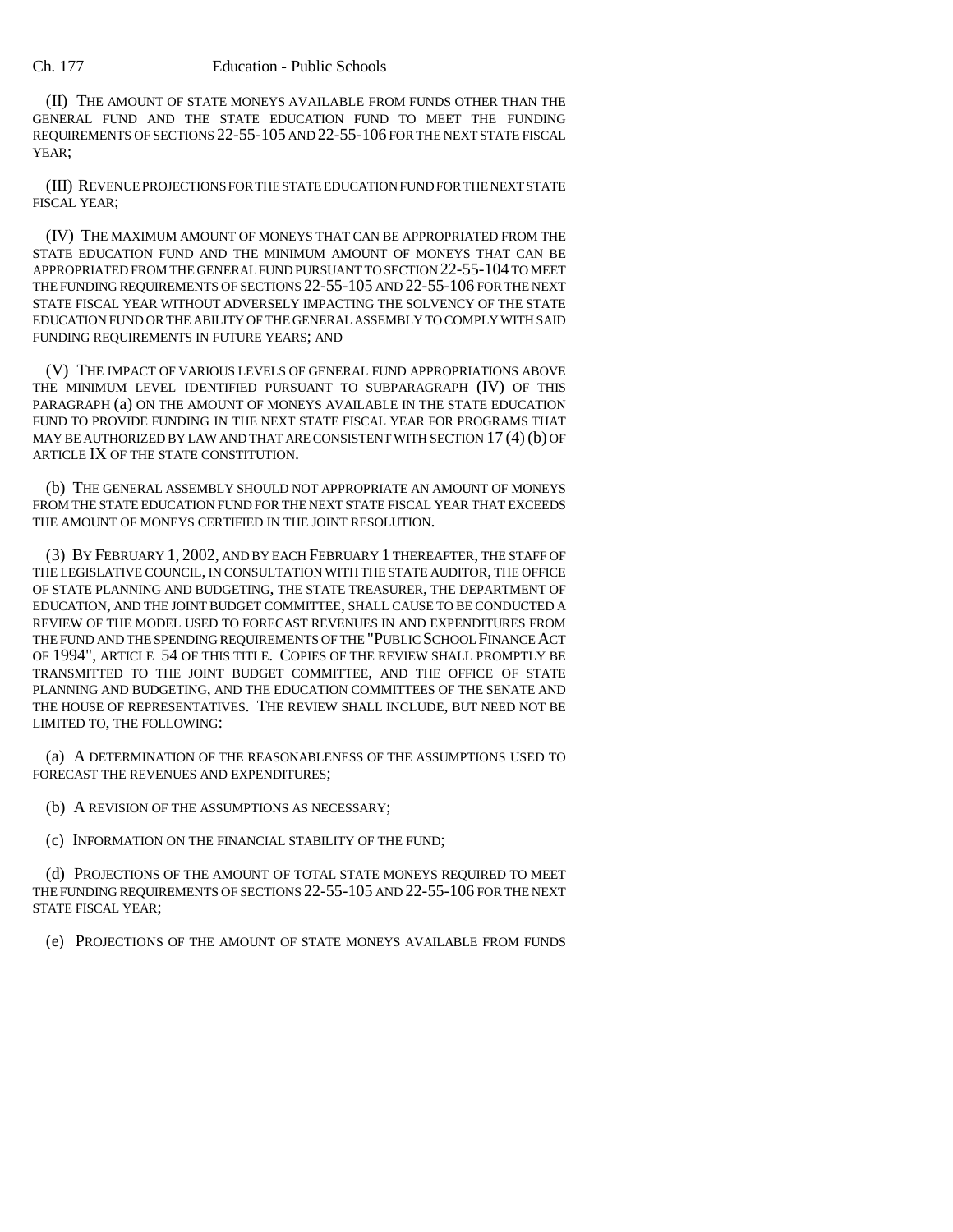(II) THE AMOUNT OF STATE MONEYS AVAILABLE FROM FUNDS OTHER THAN THE GENERAL FUND AND THE STATE EDUCATION FUND TO MEET THE FUNDING REQUIREMENTS OF SECTIONS 22-55-105 AND 22-55-106 FOR THE NEXT STATE FISCAL YEAR;

(III) REVENUE PROJECTIONS FOR THE STATE EDUCATION FUND FOR THE NEXT STATE FISCAL YEAR;

(IV) THE MAXIMUM AMOUNT OF MONEYS THAT CAN BE APPROPRIATED FROM THE STATE EDUCATION FUND AND THE MINIMUM AMOUNT OF MONEYS THAT CAN BE APPROPRIATED FROM THE GENERAL FUND PURSUANT TO SECTION 22-55-104 TO MEET THE FUNDING REQUIREMENTS OF SECTIONS 22-55-105 AND 22-55-106 FOR THE NEXT STATE FISCAL YEAR WITHOUT ADVERSELY IMPACTING THE SOLVENCY OF THE STATE EDUCATION FUND OR THE ABILITY OF THE GENERAL ASSEMBLY TO COMPLY WITH SAID FUNDING REQUIREMENTS IN FUTURE YEARS; AND

(V) THE IMPACT OF VARIOUS LEVELS OF GENERAL FUND APPROPRIATIONS ABOVE THE MINIMUM LEVEL IDENTIFIED PURSUANT TO SUBPARAGRAPH (IV) OF THIS PARAGRAPH (a) ON THE AMOUNT OF MONEYS AVAILABLE IN THE STATE EDUCATION FUND TO PROVIDE FUNDING IN THE NEXT STATE FISCAL YEAR FOR PROGRAMS THAT MAY BE AUTHORIZED BY LAW AND THAT ARE CONSISTENT WITH SECTION 17 (4) (b) OF ARTICLE IX OF THE STATE CONSTITUTION.

(b) THE GENERAL ASSEMBLY SHOULD NOT APPROPRIATE AN AMOUNT OF MONEYS FROM THE STATE EDUCATION FUND FOR THE NEXT STATE FISCAL YEAR THAT EXCEEDS THE AMOUNT OF MONEYS CERTIFIED IN THE JOINT RESOLUTION.

(3) BY FEBRUARY 1, 2002, AND BY EACH FEBRUARY 1 THEREAFTER, THE STAFF OF THE LEGISLATIVE COUNCIL, IN CONSULTATION WITH THE STATE AUDITOR, THE OFFICE OF STATE PLANNING AND BUDGETING, THE STATE TREASURER, THE DEPARTMENT OF EDUCATION, AND THE JOINT BUDGET COMMITTEE, SHALL CAUSE TO BE CONDUCTED A REVIEW OF THE MODEL USED TO FORECAST REVENUES IN AND EXPENDITURES FROM THE FUND AND THE SPENDING REQUIREMENTS OF THE "PUBLIC SCHOOL FINANCE ACT OF 1994", ARTICLE 54 OF THIS TITLE. COPIES OF THE REVIEW SHALL PROMPTLY BE TRANSMITTED TO THE JOINT BUDGET COMMITTEE, AND THE OFFICE OF STATE PLANNING AND BUDGETING, AND THE EDUCATION COMMITTEES OF THE SENATE AND THE HOUSE OF REPRESENTATIVES. THE REVIEW SHALL INCLUDE, BUT NEED NOT BE LIMITED TO, THE FOLLOWING:

(a) A DETERMINATION OF THE REASONABLENESS OF THE ASSUMPTIONS USED TO FORECAST THE REVENUES AND EXPENDITURES;

(b) A REVISION OF THE ASSUMPTIONS AS NECESSARY;

(c) INFORMATION ON THE FINANCIAL STABILITY OF THE FUND;

(d) PROJECTIONS OF THE AMOUNT OF TOTAL STATE MONEYS REQUIRED TO MEET THE FUNDING REQUIREMENTS OF SECTIONS 22-55-105 AND 22-55-106 FOR THE NEXT STATE FISCAL YEAR;

(e) PROJECTIONS OF THE AMOUNT OF STATE MONEYS AVAILABLE FROM FUNDS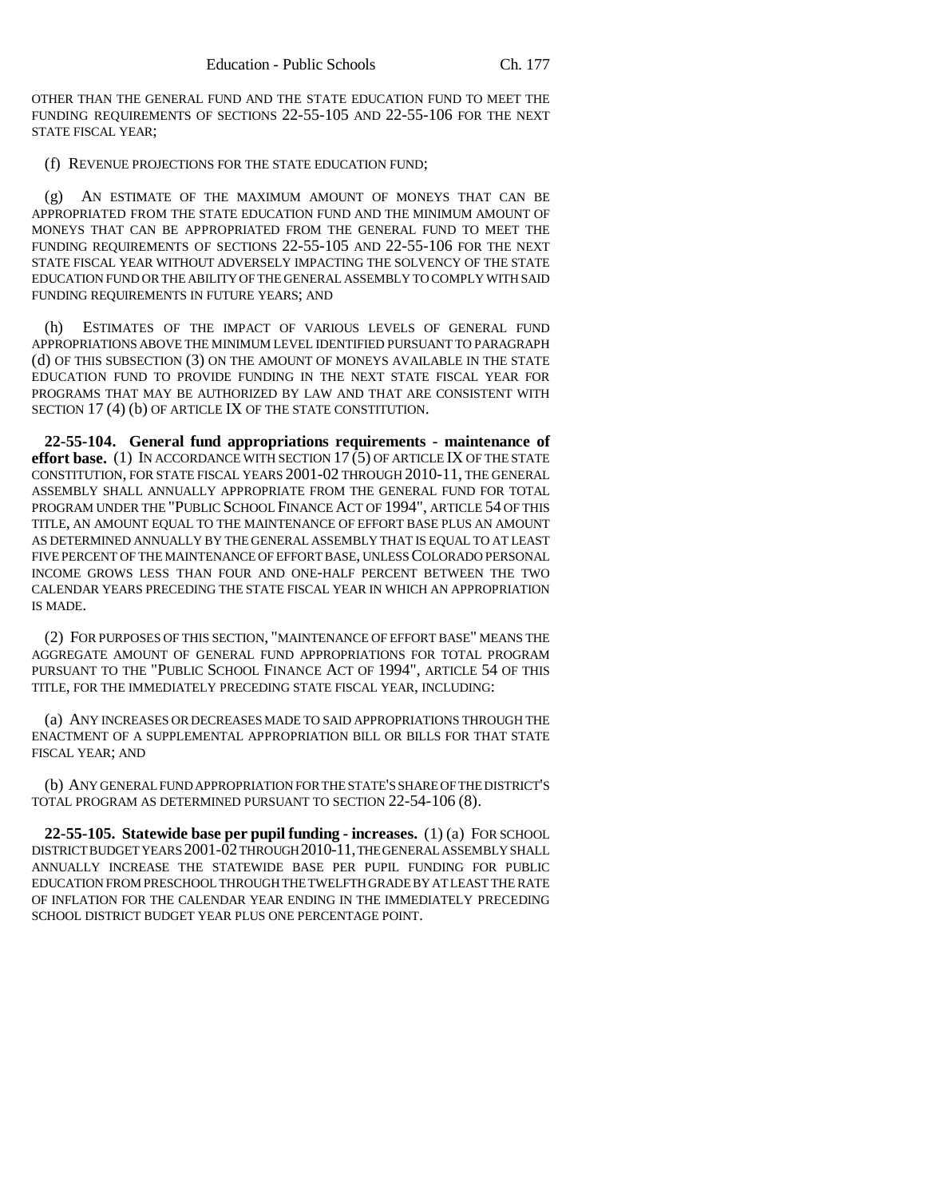OTHER THAN THE GENERAL FUND AND THE STATE EDUCATION FUND TO MEET THE FUNDING REQUIREMENTS OF SECTIONS 22-55-105 AND 22-55-106 FOR THE NEXT STATE FISCAL YEAR;

(f) REVENUE PROJECTIONS FOR THE STATE EDUCATION FUND;

(g) AN ESTIMATE OF THE MAXIMUM AMOUNT OF MONEYS THAT CAN BE APPROPRIATED FROM THE STATE EDUCATION FUND AND THE MINIMUM AMOUNT OF MONEYS THAT CAN BE APPROPRIATED FROM THE GENERAL FUND TO MEET THE FUNDING REQUIREMENTS OF SECTIONS 22-55-105 AND 22-55-106 FOR THE NEXT STATE FISCAL YEAR WITHOUT ADVERSELY IMPACTING THE SOLVENCY OF THE STATE EDUCATION FUND OR THE ABILITY OF THE GENERAL ASSEMBLY TO COMPLY WITH SAID FUNDING REQUIREMENTS IN FUTURE YEARS; AND

(h) ESTIMATES OF THE IMPACT OF VARIOUS LEVELS OF GENERAL FUND APPROPRIATIONS ABOVE THE MINIMUM LEVEL IDENTIFIED PURSUANT TO PARAGRAPH (d) OF THIS SUBSECTION (3) ON THE AMOUNT OF MONEYS AVAILABLE IN THE STATE EDUCATION FUND TO PROVIDE FUNDING IN THE NEXT STATE FISCAL YEAR FOR PROGRAMS THAT MAY BE AUTHORIZED BY LAW AND THAT ARE CONSISTENT WITH SECTION 17 (4) (b) OF ARTICLE IX OF THE STATE CONSTITUTION.

**22-55-104. General fund appropriations requirements - maintenance of effort base.** (1) IN ACCORDANCE WITH SECTION 17 (5) OF ARTICLE IX OF THE STATE CONSTITUTION, FOR STATE FISCAL YEARS 2001-02 THROUGH 2010-11, THE GENERAL ASSEMBLY SHALL ANNUALLY APPROPRIATE FROM THE GENERAL FUND FOR TOTAL PROGRAM UNDER THE "PUBLIC SCHOOL FINANCE ACT OF 1994", ARTICLE 54 OF THIS TITLE, AN AMOUNT EQUAL TO THE MAINTENANCE OF EFFORT BASE PLUS AN AMOUNT AS DETERMINED ANNUALLY BY THE GENERAL ASSEMBLY THAT IS EQUAL TO AT LEAST FIVE PERCENT OF THE MAINTENANCE OF EFFORT BASE, UNLESS COLORADO PERSONAL INCOME GROWS LESS THAN FOUR AND ONE-HALF PERCENT BETWEEN THE TWO CALENDAR YEARS PRECEDING THE STATE FISCAL YEAR IN WHICH AN APPROPRIATION IS MADE.

(2) FOR PURPOSES OF THIS SECTION, "MAINTENANCE OF EFFORT BASE" MEANS THE AGGREGATE AMOUNT OF GENERAL FUND APPROPRIATIONS FOR TOTAL PROGRAM PURSUANT TO THE "PUBLIC SCHOOL FINANCE ACT OF 1994", ARTICLE 54 OF THIS TITLE, FOR THE IMMEDIATELY PRECEDING STATE FISCAL YEAR, INCLUDING:

(a) ANY INCREASES OR DECREASES MADE TO SAID APPROPRIATIONS THROUGH THE ENACTMENT OF A SUPPLEMENTAL APPROPRIATION BILL OR BILLS FOR THAT STATE FISCAL YEAR; AND

(b) ANY GENERAL FUND APPROPRIATION FOR THE STATE'S SHARE OF THE DISTRICT'S TOTAL PROGRAM AS DETERMINED PURSUANT TO SECTION 22-54-106 (8).

**22-55-105. Statewide base per pupil funding - increases.** (1) (a) FOR SCHOOL DISTRICT BUDGET YEARS 2001-02 THROUGH 2010-11, THE GENERAL ASSEMBLY SHALL ANNUALLY INCREASE THE STATEWIDE BASE PER PUPIL FUNDING FOR PUBLIC EDUCATION FROM PRESCHOOL THROUGH THE TWELFTH GRADE BY AT LEAST THE RATE OF INFLATION FOR THE CALENDAR YEAR ENDING IN THE IMMEDIATELY PRECEDING SCHOOL DISTRICT BUDGET YEAR PLUS ONE PERCENTAGE POINT.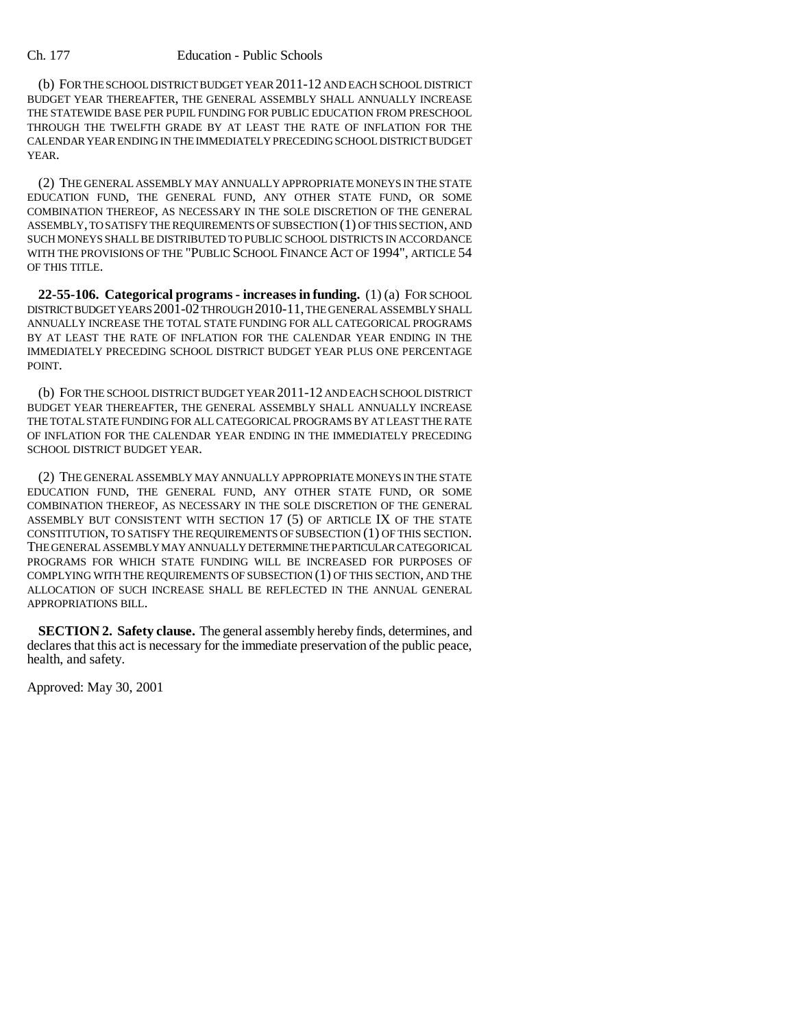(b) FOR THE SCHOOL DISTRICT BUDGET YEAR 2011-12 AND EACH SCHOOL DISTRICT BUDGET YEAR THEREAFTER, THE GENERAL ASSEMBLY SHALL ANNUALLY INCREASE THE STATEWIDE BASE PER PUPIL FUNDING FOR PUBLIC EDUCATION FROM PRESCHOOL THROUGH THE TWELFTH GRADE BY AT LEAST THE RATE OF INFLATION FOR THE CALENDAR YEAR ENDING IN THE IMMEDIATELY PRECEDING SCHOOL DISTRICT BUDGET YEAR.

(2) THE GENERAL ASSEMBLY MAY ANNUALLY APPROPRIATE MONEYS IN THE STATE EDUCATION FUND, THE GENERAL FUND, ANY OTHER STATE FUND, OR SOME COMBINATION THEREOF, AS NECESSARY IN THE SOLE DISCRETION OF THE GENERAL ASSEMBLY, TO SATISFY THE REQUIREMENTS OF SUBSECTION (1) OF THIS SECTION, AND SUCH MONEYS SHALL BE DISTRIBUTED TO PUBLIC SCHOOL DISTRICTS IN ACCORDANCE WITH THE PROVISIONS OF THE "PUBLIC SCHOOL FINANCE ACT OF 1994", ARTICLE 54 OF THIS TITLE.

**22-55-106. Categorical programs - increases in funding.** (1) (a) FOR SCHOOL DISTRICT BUDGET YEARS 2001-02 THROUGH 2010-11, THE GENERAL ASSEMBLY SHALL ANNUALLY INCREASE THE TOTAL STATE FUNDING FOR ALL CATEGORICAL PROGRAMS BY AT LEAST THE RATE OF INFLATION FOR THE CALENDAR YEAR ENDING IN THE IMMEDIATELY PRECEDING SCHOOL DISTRICT BUDGET YEAR PLUS ONE PERCENTAGE POINT.

(b) FOR THE SCHOOL DISTRICT BUDGET YEAR 2011-12 AND EACH SCHOOL DISTRICT BUDGET YEAR THEREAFTER, THE GENERAL ASSEMBLY SHALL ANNUALLY INCREASE THE TOTAL STATE FUNDING FOR ALL CATEGORICAL PROGRAMS BY AT LEAST THE RATE OF INFLATION FOR THE CALENDAR YEAR ENDING IN THE IMMEDIATELY PRECEDING SCHOOL DISTRICT BUDGET YEAR.

(2) THE GENERAL ASSEMBLY MAY ANNUALLY APPROPRIATE MONEYS IN THE STATE EDUCATION FUND, THE GENERAL FUND, ANY OTHER STATE FUND, OR SOME COMBINATION THEREOF, AS NECESSARY IN THE SOLE DISCRETION OF THE GENERAL ASSEMBLY BUT CONSISTENT WITH SECTION 17 (5) OF ARTICLE IX OF THE STATE CONSTITUTION, TO SATISFY THE REQUIREMENTS OF SUBSECTION (1) OF THIS SECTION. THE GENERAL ASSEMBLY MAY ANNUALLY DETERMINE THE PARTICULAR CATEGORICAL PROGRAMS FOR WHICH STATE FUNDING WILL BE INCREASED FOR PURPOSES OF COMPLYING WITH THE REQUIREMENTS OF SUBSECTION (1) OF THIS SECTION, AND THE ALLOCATION OF SUCH INCREASE SHALL BE REFLECTED IN THE ANNUAL GENERAL APPROPRIATIONS BILL.

**SECTION 2. Safety clause.** The general assembly hereby finds, determines, and declares that this act is necessary for the immediate preservation of the public peace, health, and safety.

Approved: May 30, 2001